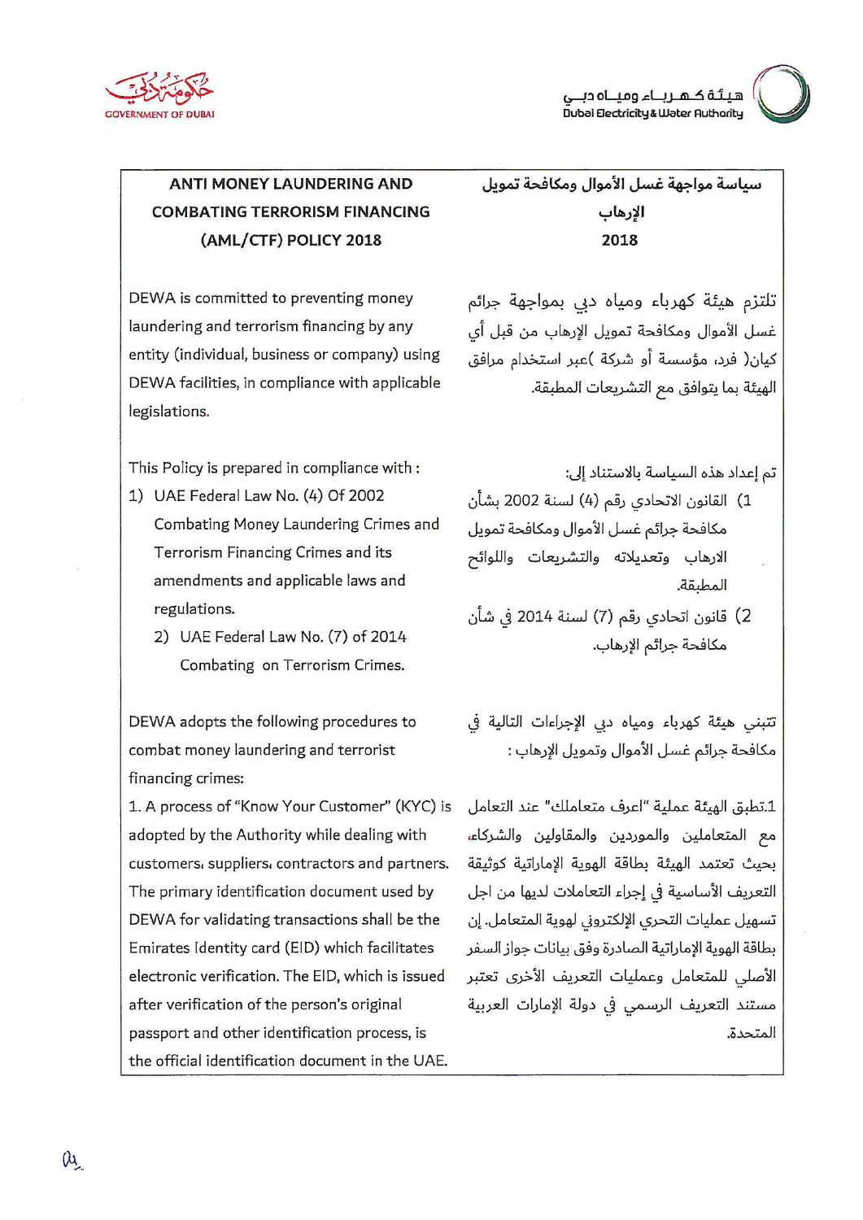Government of Dubai

Dubai Electricity & Water Authority

هيئة كهرباء ومياه دبي

# ANTI MONEY LAUNDERING AND COMBATING TERRORISM FINANCING (AML/CTF) POLICY 2018

# سياسة مواجهة غسل الأموال ومكافحة تمويل الإرهاب 2018

DEWA is committed to preventing money laundering and terrorism financing by any entity (individual, business or company) using DEWA facilities, in compliance with applicable legislations.

تلتزم هيئة كهرباء ومياه دبي بمواجهة جرائم غسل الأموال ومكافحة تمويل الإرهاب من قبل أي كيان( فرد، مؤسسة أو شركة )عبر استخدام مرافق الهيئة بما يتوافق مع التشريعات المطبقة.

This Policy is prepared in compliance with :

1) UAE Federal Law No. (4) Of 2002 Combating Money Laundering Crimes and Terrorism Financing Crimes and its amendments and applicable laws and regulations.
2) UAE Federal Law No. (7) of 2014 Combating on Terrorism Crimes.

تم إعداد هذه السياسة بالاستناد إلى:

1) القانون الاتحادي رقم (4) لسنة 2002 بشأن مكافحة جرائم غسل الأموال ومكافحة تمويل الارهاب وتعديلاته والتشريعات واللوائح المطبقة.
2) قانون اتحادي رقم (7) لسنة 2014 في شأن مكافحة جرائم الإرهاب.

DEWA adopts the following procedures to combat money laundering and terrorist financing crimes:

تتبنى هيئة كهرباء ومياه دبي الإجراءات التالية في مكافحة جرائم غسل الأموال وتمويل الإرهاب :

1. A process of "Know Your Customer" (KYC) is adopted by the Authority while dealing with customers, suppliers, contractors and partners. The primary identification document used by DEWA for validating transactions shall be the Emirates Identity card (EID) which facilitates electronic verification. The EID, which is issued after verification of the person's original passport and other identification process, is the official identification document in the UAE.

1.تطبق الهيئة عملية "اعرف متعاملك" عند التعامل مع المتعاملين والموردين والمقاولين والشركاء، بحيث تعتمد الهيئة بطاقة الهوية الإماراتية كوثيقة التعريف الأساسية في إجراء التعاملات لديها من اجل تسهيل عمليات التحري الإلكتروني لهوية المتعامل. إن بطاقة الهوية الإماراتية الصادرة وفق بيانات جواز السفر الأصلي للمتعامل وعمليات التعريف الأخرى تعتبر مستند التعريف الرسمي في دولة الإمارات العربية المتحدة.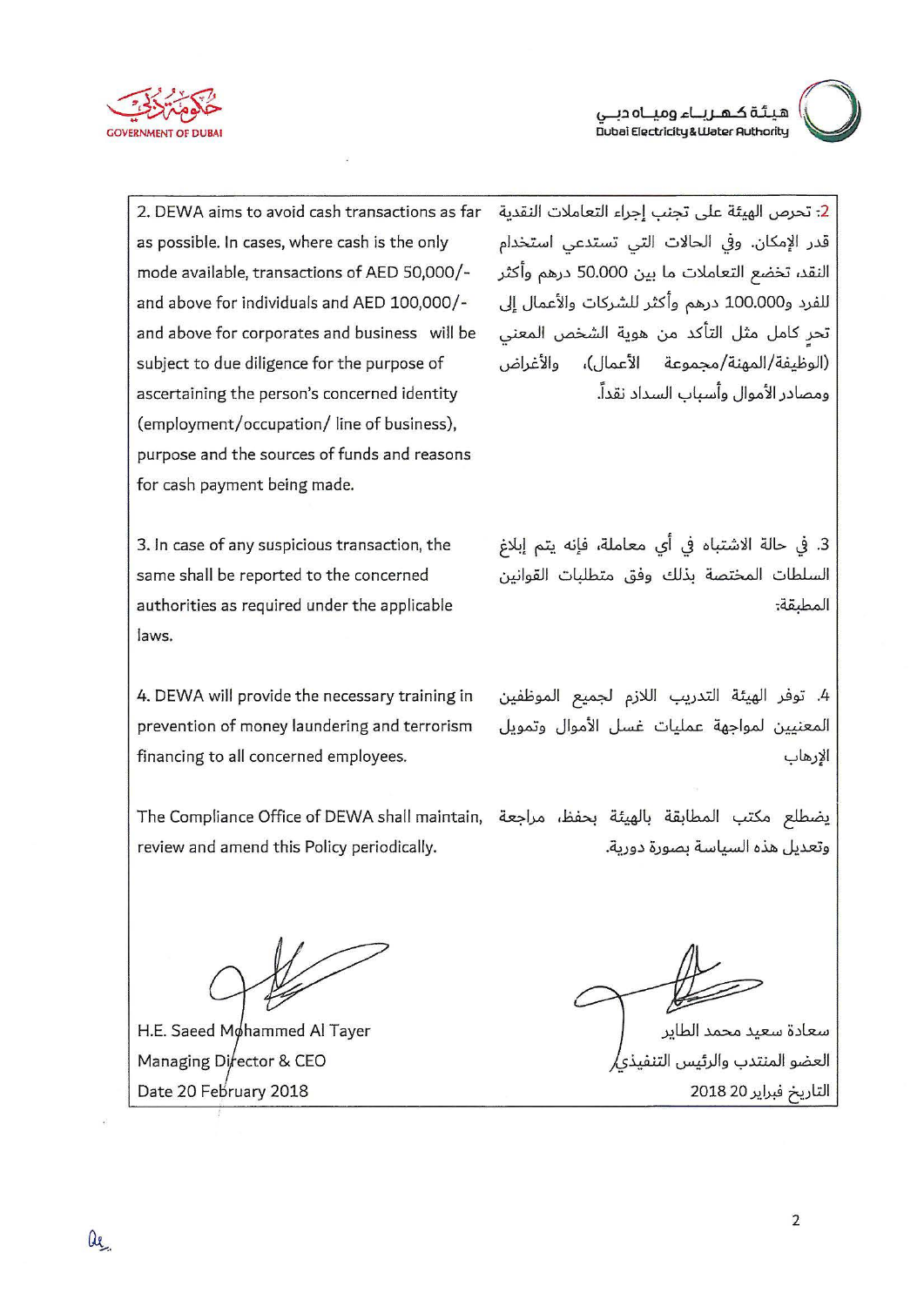| | |
|---|---|
| 2. DEWA aims to avoid cash transactions as far as possible. In cases, where cash is the only mode available, transactions of AED 50,000/- and above for individuals and AED 100,000/- and above for corporates and business will be subject to due diligence for the purpose of ascertaining the person's concerned identity (employment/occupation/ line of business), purpose and the sources of funds and reasons for cash payment being made. | 2: تحرص الهيئة على تجنب إجراء التعاملات النقدية قدر الإمكان. وفي الحالات التي تستدعي استخدام النقد، تخضع التعاملات ما بين 50.000 درهم وأكثر للفرد و100.000 درهم وأكثر للشركات والأعمال إلى تحرٍ كامل مثل التأكد من هوية الشخص المعني (الوظيفة/المهنة/مجموعة الأعمال)، والأغراض ومصادر الأموال وأسباب السداد نقداً. |
| 3. In case of any suspicious transaction, the same shall be reported to the concerned authorities as required under the applicable laws. | 3. في حالة الاشتباه في أي معاملة، فإنه يتم إبلاغ السلطات المختصة بذلك وفق متطلبات القوانين المطبقة: |
| 4. DEWA will provide the necessary training in prevention of money laundering and terrorism financing to all concerned employees. | 4. توفر الهيئة التدريب اللازم لجميع الموظفين المعنيين لمواجهة عمليات غسل الأموال وتمويل الإرهاب |
| The Compliance Office of DEWA shall maintain, review and amend this Policy periodically. | يضطلع مكتب المطابقة بالهيئة بحفظ، مراجعة وتعديل هذه السياسة بصورة دورية. |
| H.E. Saeed Mohammed Al Tayer<br>Managing Director & CEO<br>Date 20 February 2018 | سعادة سعيد محمد الطاير<br>العضو المنتدب والرئيس التنفيذي<br>التاريخ 20 فبراير 2018 |